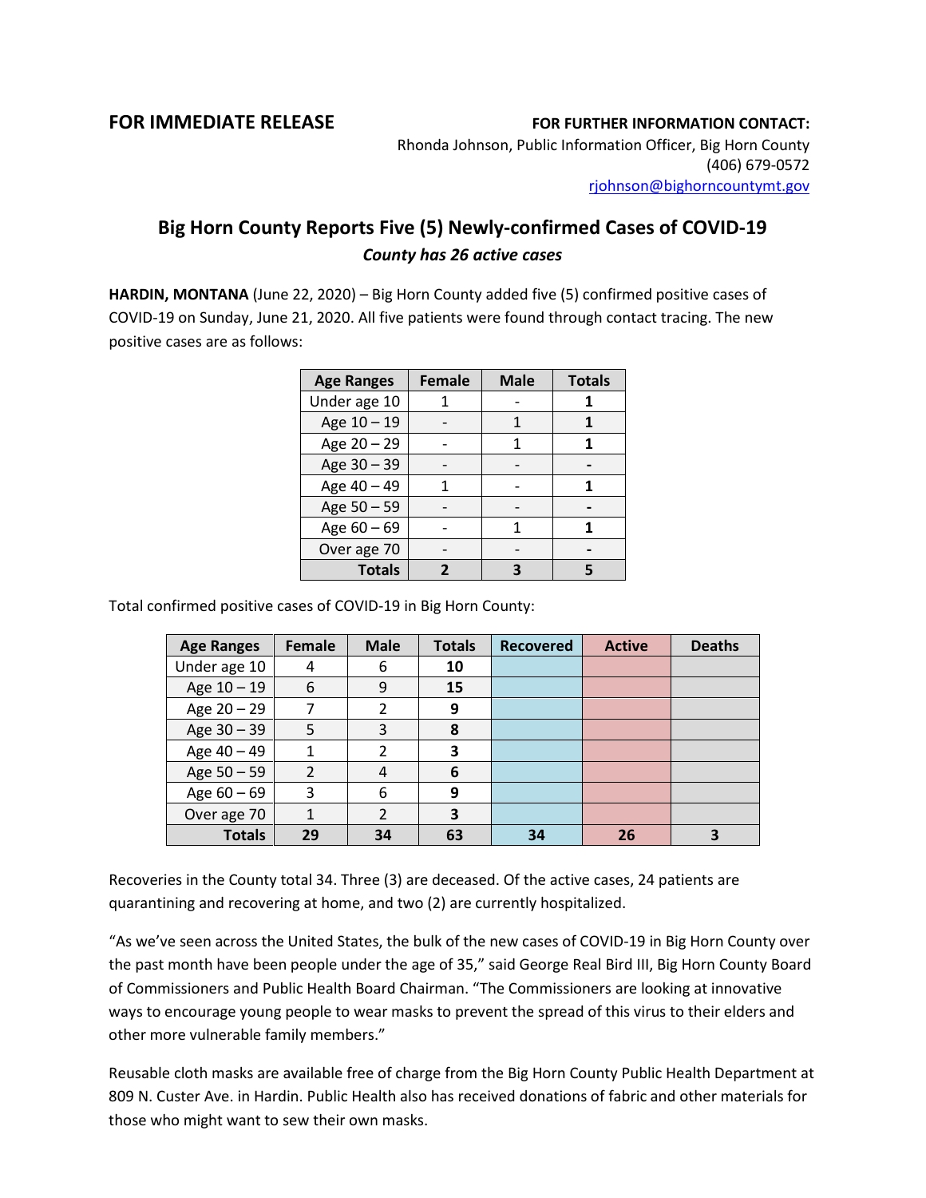**FOR IMMEDIATE RELEASE**

**FOR FURTHER INFORMATION CONTACT:**
Rhonda Johnson, Public Information Officer, Big Horn County
(406) 679-0572
rjohnson@bighorncountymt.gov

## Big Horn County Reports Five (5) Newly-confirmed Cases of COVID-19

***County has 26 active cases***

**HARDIN, MONTANA** (June 22, 2020) – Big Horn County added five (5) confirmed positive cases of COVID-19 on Sunday, June 21, 2020. All five patients were found through contact tracing. The new positive cases are as follows:

| Age Ranges | Female | Male | Totals |
|---|---|---|---|
| Under age 10 | 1 | - | **1** |
| Age 10 – 19 | - | 1 | **1** |
| Age 20 – 29 | - | 1 | **1** |
| Age 30 – 39 | - | - | **-** |
| Age 40 – 49 | 1 | - | **1** |
| Age 50 – 59 | - | - | **-** |
| Age 60 – 69 | - | 1 | **1** |
| Over age 70 | - | - | **-** |
| **Totals** | **2** | **3** | **5** |

Total confirmed positive cases of COVID-19 in Big Horn County:

| Age Ranges | Female | Male | Totals | Recovered | Active | Deaths |
|---|---|---|---|---|---|---|
| Under age 10 | 4 | 6 | **10** | | | |
| Age 10 – 19 | 6 | 9 | **15** | | | |
| Age 20 – 29 | 7 | 2 | **9** | | | |
| Age 30 – 39 | 5 | 3 | **8** | | | |
| Age 40 – 49 | 1 | 2 | **3** | | | |
| Age 50 – 59 | 2 | 4 | **6** | | | |
| Age 60 – 69 | 3 | 6 | **9** | | | |
| Over age 70 | 1 | 2 | **3** | | | |
| **Totals** | **29** | **34** | **63** | **34** | **26** | **3** |

Recoveries in the County total 34. Three (3) are deceased. Of the active cases, 24 patients are quarantining and recovering at home, and two (2) are currently hospitalized.

"As we've seen across the United States, the bulk of the new cases of COVID-19 in Big Horn County over the past month have been people under the age of 35," said George Real Bird III, Big Horn County Board of Commissioners and Public Health Board Chairman. "The Commissioners are looking at innovative ways to encourage young people to wear masks to prevent the spread of this virus to their elders and other more vulnerable family members."

Reusable cloth masks are available free of charge from the Big Horn County Public Health Department at 809 N. Custer Ave. in Hardin. Public Health also has received donations of fabric and other materials for those who might want to sew their own masks.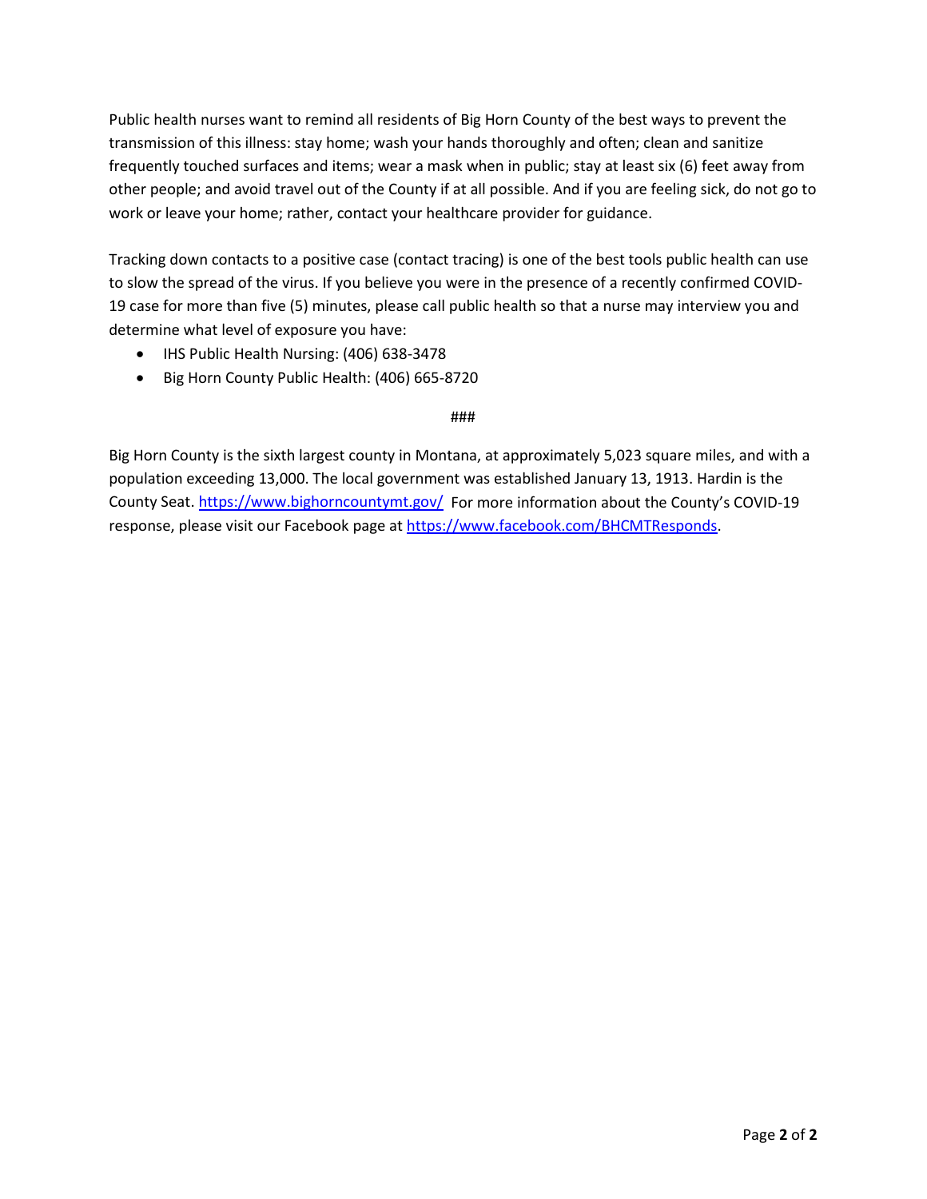Public health nurses want to remind all residents of Big Horn County of the best ways to prevent the transmission of this illness: stay home; wash your hands thoroughly and often; clean and sanitize frequently touched surfaces and items; wear a mask when in public; stay at least six (6) feet away from other people; and avoid travel out of the County if at all possible. And if you are feeling sick, do not go to work or leave your home; rather, contact your healthcare provider for guidance.

Tracking down contacts to a positive case (contact tracing) is one of the best tools public health can use to slow the spread of the virus. If you believe you were in the presence of a recently confirmed COVID-19 case for more than five (5) minutes, please call public health so that a nurse may interview you and determine what level of exposure you have:

- IHS Public Health Nursing: (406) 638-3478
- Big Horn County Public Health: (406) 665-8720

###

Big Horn County is the sixth largest county in Montana, at approximately 5,023 square miles, and with a population exceeding 13,000. The local government was established January 13, 1913. Hardin is the County Seat. https://www.bighorncountymt.gov/ For more information about the County's COVID-19 response, please visit our Facebook page at https://www.facebook.com/BHCMTResponds.